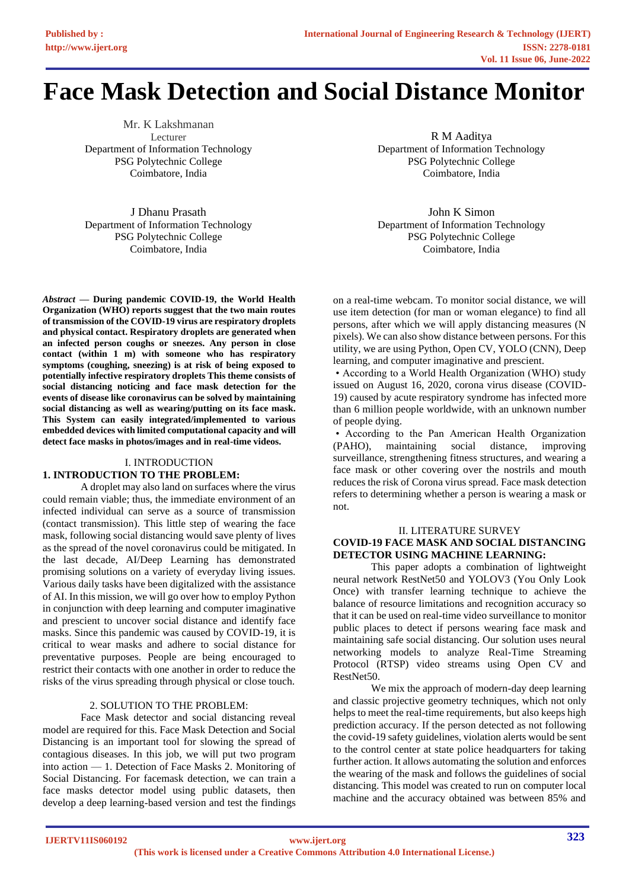# Face Mask Detection and Social Distance Monitor

Mr. K Lakshmanan
Lecturer
Department of Information Technology
PSG Polytechnic College
Coimbatore, India

R M Aaditya
Department of Information Technology
PSG Polytechnic College
Coimbatore, India

J Dhanu Prasath
Department of Information Technology
PSG Polytechnic College
Coimbatore, India

John K Simon
Department of Information Technology
PSG Polytechnic College
Coimbatore, India

***Abstract* — During pandemic COVID-19, the World Health Organization (WHO) reports suggest that the two main routes of transmission of the COVID-19 virus are respiratory droplets and physical contact. Respiratory droplets are generated when an infected person coughs or sneezes. Any person in close contact (within 1 m) with someone who has respiratory symptoms (coughing, sneezing) is at risk of being exposed to potentially infective respiratory droplets This theme consists of social distancing noticing and face mask detection for the events of disease like coronavirus can be solved by maintaining social distancing as well as wearing/putting on its face mask. This System can easily integrated/implemented to various embedded devices with limited computational capacity and will detect face masks in photos/images and in real-time videos.**

## I. INTRODUCTION

### 1. INTRODUCTION TO THE PROBLEM:

A droplet may also land on surfaces where the virus could remain viable; thus, the immediate environment of an infected individual can serve as a source of transmission (contact transmission). This little step of wearing the face mask, following social distancing would save plenty of lives as the spread of the novel coronavirus could be mitigated. In the last decade, AI/Deep Learning has demonstrated promising solutions on a variety of everyday living issues. Various daily tasks have been digitalized with the assistance of AI. In this mission, we will go over how to employ Python in conjunction with deep learning and computer imaginative and prescient to uncover social distance and identify face masks. Since this pandemic was caused by COVID-19, it is critical to wear masks and adhere to social distance for preventative purposes. People are being encouraged to restrict their contacts with one another in order to reduce the risks of the virus spreading through physical or close touch.

### 2. SOLUTION TO THE PROBLEM:

Face Mask detector and social distancing reveal model are required for this. Face Mask Detection and Social Distancing is an important tool for slowing the spread of contagious diseases. In this job, we will put two program into action — 1. Detection of Face Masks 2. Monitoring of Social Distancing. For facemask detection, we can train a face masks detector model using public datasets, then develop a deep learning-based version and test the findings on a real-time webcam. To monitor social distance, we will use item detection (for man or woman elegance) to find all persons, after which we will apply distancing measures (N pixels). We can also show distance between persons. For this utility, we are using Python, Open CV, YOLO (CNN), Deep learning, and computer imaginative and prescient.

- According to a World Health Organization (WHO) study issued on August 16, 2020, corona virus disease (COVID-19) caused by acute respiratory syndrome has infected more than 6 million people worldwide, with an unknown number of people dying.
- According to the Pan American Health Organization (PAHO), maintaining social distance, improving surveillance, strengthening fitness structures, and wearing a face mask or other covering over the nostrils and mouth reduces the risk of Corona virus spread. Face mask detection refers to determining whether a person is wearing a mask or not.

## II. LITERATURE SURVEY

### COVID-19 FACE MASK AND SOCIAL DISTANCING DETECTOR USING MACHINE LEARNING:

This paper adopts a combination of lightweight neural network RestNet50 and YOLOV3 (You Only Look Once) with transfer learning technique to achieve the balance of resource limitations and recognition accuracy so that it can be used on real-time video surveillance to monitor public places to detect if persons wearing face mask and maintaining safe social distancing. Our solution uses neural networking models to analyze Real-Time Streaming Protocol (RTSP) video streams using Open CV and RestNet50.

We mix the approach of modern-day deep learning and classic projective geometry techniques, which not only helps to meet the real-time requirements, but also keeps high prediction accuracy. If the person detected as not following the covid-19 safety guidelines, violation alerts would be sent to the control center at state police headquarters for taking further action. It allows automating the solution and enforces the wearing of the mask and follows the guidelines of social distancing. This model was created to run on computer local machine and the accuracy obtained was between 85% and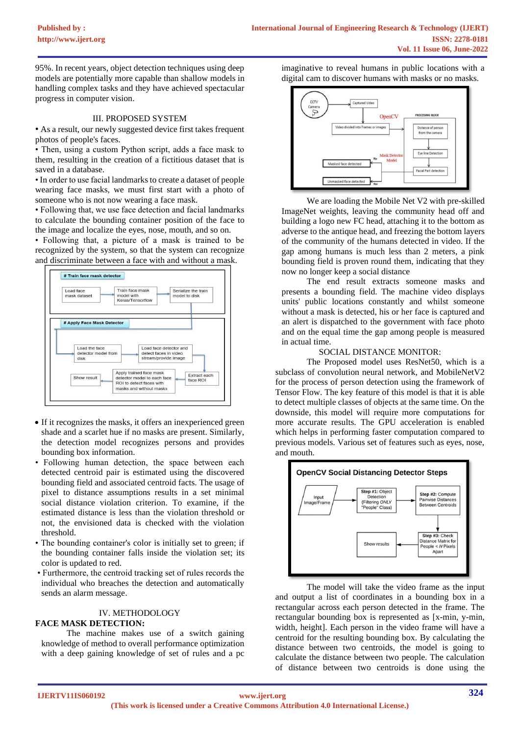95%. In recent years, object detection techniques using deep models are potentially more capable than shallow models in handling complex tasks and they have achieved spectacular progress in computer vision.

## III. PROPOSED SYSTEM

- As a result, our newly suggested device first takes frequent photos of people's faces.
- Then, using a custom Python script, adds a face mask to them, resulting in the creation of a fictitious dataset that is saved in a database.
- In order to use facial landmarks to create a dataset of people wearing face masks, we must first start with a photo of someone who is not now wearing a face mask.
- Following that, we use face detection and facial landmarks to calculate the bounding container position of the face to the image and localize the eyes, nose, mouth, and so on.
- Following that, a picture of a mask is trained to be recognized by the system, so that the system can recognize and discriminate between a face with and without a mask.

- If it recognizes the masks, it offers an inexperienced green shade and a scarlet hue if no masks are present. Similarly, the detection model recognizes persons and provides bounding box information.
- Following human detection, the space between each detected centroid pair is estimated using the discovered bounding field and associated centroid facts. The usage of pixel to distance assumptions results in a set minimal social distance violation criterion. To examine, if the estimated distance is less than the violation threshold or not, the envisioned data is checked with the violation threshold.
- The bounding container's color is initially set to green; if the bounding container falls inside the violation set; its color is updated to red.
- Furthermore, the centroid tracking set of rules records the individual who breaches the detection and automatically sends an alarm message.

## IV. METHODOLOGY

### FACE MASK DETECTION:

The machine makes use of a switch gaining knowledge of method to overall performance optimization with a deep gaining knowledge of set of rules and a pc imaginative to reveal humans in public locations with a digital cam to discover humans with masks or no masks.

We are loading the Mobile Net V2 with pre-skilled ImageNet weights, leaving the community head off and building a logo new FC head, attaching it to the bottom as adverse to the antique head, and freezing the bottom layers of the community of the humans detected in video. If the gap among humans is much less than 2 meters, a pink bounding field is proven round them, indicating that they now no longer keep a social distance

The end result extracts someone masks and presents a bounding field. The machine video displays units' public locations constantly and whilst someone without a mask is detected, his or her face is captured and an alert is dispatched to the government with face photo and on the equal time the gap among people is measured in actual time.

### SOCIAL DISTANCE MONITOR:

The Proposed model uses ResNet50, which is a subclass of convolution neural network, and MobileNetV2 for the process of person detection using the framework of Tensor Flow. The key feature of this model is that it is able to detect multiple classes of objects at the same time. On the downside, this model will require more computations for more accurate results. The GPU acceleration is enabled which helps in performing faster computation compared to previous models. Various set of features such as eyes, nose, and mouth.

The model will take the video frame as the input and output a list of coordinates in a bounding box in a rectangular across each person detected in the frame. The rectangular bounding box is represented as [x-min, y-min, width, height]. Each person in the video frame will have a centroid for the resulting bounding box. By calculating the distance between two centroids, the model is going to calculate the distance between two people. The calculation of distance between two centroids is done using the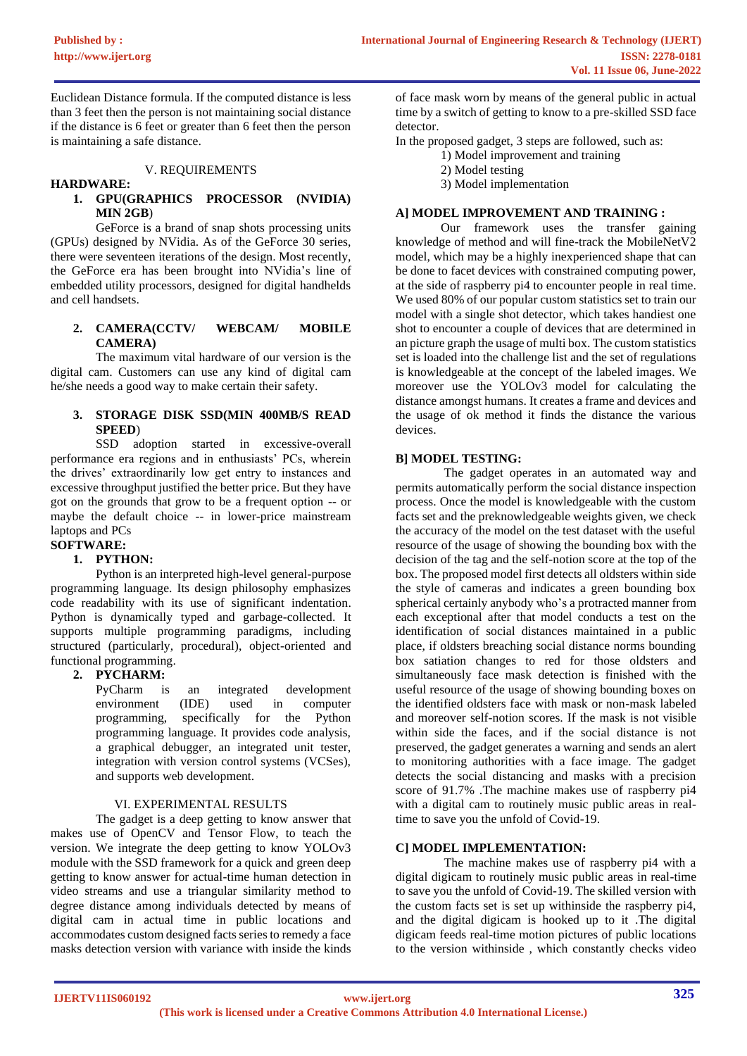Euclidean Distance formula. If the computed distance is less than 3 feet then the person is not maintaining social distance if the distance is 6 feet or greater than 6 feet then the person is maintaining a safe distance.

## V. REQUIREMENTS

**HARDWARE:**

1. **GPU(GRAPHICS PROCESSOR (NVIDIA) MIN 2GB**)

GeForce is a brand of snap shots processing units (GPUs) designed by NVidia. As of the GeForce 30 series, there were seventeen iterations of the design. Most recently, the GeForce era has been brought into NVidia's line of embedded utility processors, designed for digital handhelds and cell handsets.

2. **CAMERA(CCTV/ WEBCAM/ MOBILE CAMERA)**

The maximum vital hardware of our version is the digital cam. Customers can use any kind of digital cam he/she needs a good way to make certain their safety.

3. **STORAGE DISK SSD(MIN 400MB/S READ SPEED**)

SSD adoption started in excessive-overall performance era regions and in enthusiasts' PCs, wherein the drives' extraordinarily low get entry to instances and excessive throughput justified the better price. But they have got on the grounds that grow to be a frequent option -- or maybe the default choice -- in lower-price mainstream laptops and PCs

**SOFTWARE:**

1. **PYTHON:**

Python is an interpreted high-level general-purpose programming language. Its design philosophy emphasizes code readability with its use of significant indentation. Python is dynamically typed and garbage-collected. It supports multiple programming paradigms, including structured (particularly, procedural), object-oriented and functional programming.

2. **PYCHARM:**

PyCharm is an integrated development environment (IDE) used in computer programming, specifically for the Python programming language. It provides code analysis, a graphical debugger, an integrated unit tester, integration with version control systems (VCSes), and supports web development.

## VI. EXPERIMENTAL RESULTS

The gadget is a deep getting to know answer that makes use of OpenCV and Tensor Flow, to teach the version. We integrate the deep getting to know YOLOv3 module with the SSD framework for a quick and green deep getting to know answer for actual-time human detection in video streams and use a triangular similarity method to degree distance among individuals detected by means of digital cam in actual time in public locations and accommodates custom designed facts series to remedy a face masks detection version with variance with inside the kinds of face mask worn by means of the general public in actual time by a switch of getting to know to a pre-skilled SSD face detector.

In the proposed gadget, 3 steps are followed, such as:

1) Model improvement and training
2) Model testing
3) Model implementation

### A] MODEL IMPROVEMENT AND TRAINING :

Our framework uses the transfer gaining knowledge of method and will fine-track the MobileNetV2 model, which may be a highly inexperienced shape that can be done to facet devices with constrained computing power, at the side of raspberry pi4 to encounter people in real time. We used 80% of our popular custom statistics set to train our model with a single shot detector, which takes handiest one shot to encounter a couple of devices that are determined in an picture graph the usage of multi box. The custom statistics set is loaded into the challenge list and the set of regulations is knowledgeable at the concept of the labeled images. We moreover use the YOLOv3 model for calculating the distance amongst humans. It creates a frame and devices and the usage of ok method it finds the distance the various devices.

### B] MODEL TESTING:

The gadget operates in an automated way and permits automatically perform the social distance inspection process. Once the model is knowledgeable with the custom facts set and the preknowledgeable weights given, we check the accuracy of the model on the test dataset with the useful resource of the usage of showing the bounding box with the decision of the tag and the self-notion score at the top of the box. The proposed model first detects all oldsters within side the style of cameras and indicates a green bounding box spherical certainly anybody who's a protracted manner from each exceptional after that model conducts a test on the identification of social distances maintained in a public place, if oldsters breaching social distance norms bounding box satiation changes to red for those oldsters and simultaneously face mask detection is finished with the useful resource of the usage of showing bounding boxes on the identified oldsters face with mask or non-mask labeled and moreover self-notion scores. If the mask is not visible within side the faces, and if the social distance is not preserved, the gadget generates a warning and sends an alert to monitoring authorities with a face image. The gadget detects the social distancing and masks with a precision score of 91.7% .The machine makes use of raspberry pi4 with a digital cam to routinely music public areas in real-time to save you the unfold of Covid-19.

### C] MODEL IMPLEMENTATION:

The machine makes use of raspberry pi4 with a digital digicam to routinely music public areas in real-time to save you the unfold of Covid-19. The skilled version with the custom facts set is set up withinside the raspberry pi4, and the digital digicam is hooked up to it .The digital digicam feeds real-time motion pictures of public locations to the version withinside , which constantly checks video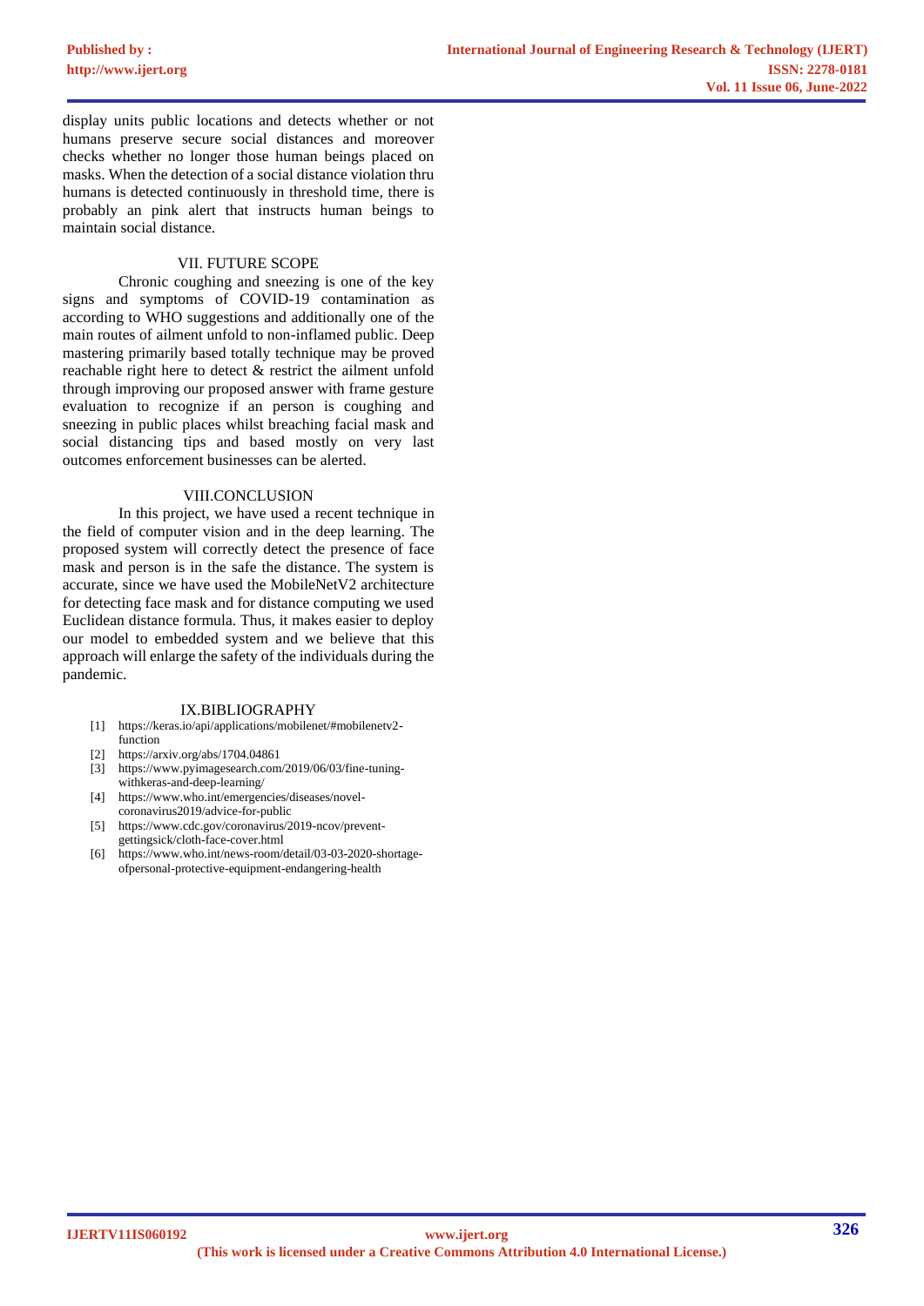display units public locations and detects whether or not humans preserve secure social distances and moreover checks whether no longer those human beings placed on masks. When the detection of a social distance violation thru humans is detected continuously in threshold time, there is probably an pink alert that instructs human beings to maintain social distance.

## VII. FUTURE SCOPE

Chronic coughing and sneezing is one of the key signs and symptoms of COVID-19 contamination as according to WHO suggestions and additionally one of the main routes of ailment unfold to non-inflamed public. Deep mastering primarily based totally technique may be proved reachable right here to detect & restrict the ailment unfold through improving our proposed answer with frame gesture evaluation to recognize if an person is coughing and sneezing in public places whilst breaching facial mask and social distancing tips and based mostly on very last outcomes enforcement businesses can be alerted.

## VIII.CONCLUSION

In this project, we have used a recent technique in the field of computer vision and in the deep learning. The proposed system will correctly detect the presence of face mask and person is in the safe the distance. The system is accurate, since we have used the MobileNetV2 architecture for detecting face mask and for distance computing we used Euclidean distance formula. Thus, it makes easier to deploy our model to embedded system and we believe that this approach will enlarge the safety of the individuals during the pandemic.

## IX.BIBLIOGRAPHY

[1] https://keras.io/api/applications/mobilenet/#mobilenetv2-function

[2] https://arxiv.org/abs/1704.04861

[3] https://www.pyimagesearch.com/2019/06/03/fine-tuning-withkeras-and-deep-learning/

[4] https://www.who.int/emergencies/diseases/novel-coronavirus2019/advice-for-public

[5] https://www.cdc.gov/coronavirus/2019-ncov/prevent-gettingsick/cloth-face-cover.html

[6] https://www.who.int/news-room/detail/03-03-2020-shortage-ofpersonal-protective-equipment-endangering-health